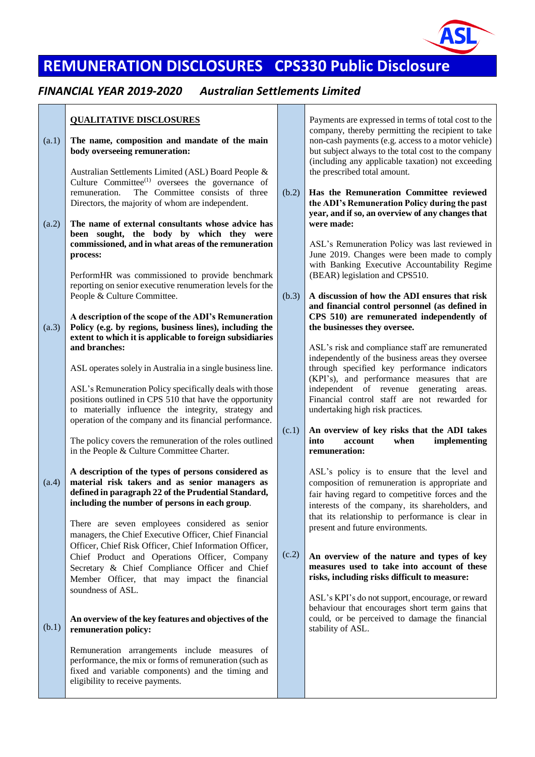# REMUNERATION DISCLOSURES CPS330 Public Disclosure

## FINANCIAL YEAR 2019-2020 Australian Settlements Limited

**QUALITATIVE DISCLOSURES**

(a.1) **The name, composition and mandate of the main body overseeing remuneration:**

Australian Settlements Limited (ASL) Board People & Culture Committee[1] oversees the governance of remuneration. The Committee consists of three Directors, the majority of whom are independent.

(a.2) **The name of external consultants whose advice has been sought, the body by which they were commissioned, and in what areas of the remuneration process:**

PerformHR was commissioned to provide benchmark reporting on senior executive renumeration levels for the People & Culture Committee.

(a.3) **A description of the scope of the ADI's Remuneration Policy (e.g. by regions, business lines), including the extent to which it is applicable to foreign subsidiaries and branches:**

ASL operates solely in Australia in a single business line.

ASL's Remuneration Policy specifically deals with those positions outlined in CPS 510 that have the opportunity to materially influence the integrity, strategy and operation of the company and its financial performance.

The policy covers the remuneration of the roles outlined in the People & Culture Committee Charter.

(a.4) **A description of the types of persons considered as material risk takers and as senior managers as defined in paragraph 22 of the Prudential Standard, including the number of persons in each group.**

There are seven employees considered as senior managers, the Chief Executive Officer, Chief Financial Officer, Chief Risk Officer, Chief Information Officer, Chief Product and Operations Officer, Company Secretary & Chief Compliance Officer and Chief Member Officer, that may impact the financial soundness of ASL.

(b.1) **An overview of the key features and objectives of the remuneration policy:**

Remuneration arrangements include measures of performance, the mix or forms of remuneration (such as fixed and variable components) and the timing and eligibility to receive payments.

Payments are expressed in terms of total cost to the company, thereby permitting the recipient to take non-cash payments (e.g. access to a motor vehicle) but subject always to the total cost to the company (including any applicable taxation) not exceeding the prescribed total amount.

(b.2) **Has the Remuneration Committee reviewed the ADI's Remuneration Policy during the past year, and if so, an overview of any changes that were made:**

ASL's Remuneration Policy was last reviewed in June 2019. Changes were been made to comply with Banking Executive Accountability Regime (BEAR) legislation and CPS510.

(b.3) **A discussion of how the ADI ensures that risk and financial control personnel (as defined in CPS 510) are remunerated independently of the businesses they oversee.**

ASL's risk and compliance staff are remunerated independently of the business areas they oversee through specified key performance indicators (KPI's), and performance measures that are independent of revenue generating areas. Financial control staff are not rewarded for undertaking high risk practices.

(c.1) **An overview of key risks that the ADI takes into account when implementing remuneration:**

ASL's policy is to ensure that the level and composition of remuneration is appropriate and fair having regard to competitive forces and the interests of the company, its shareholders, and that its relationship to performance is clear in present and future environments.

(c.2) **An overview of the nature and types of key measures used to take into account of these risks, including risks difficult to measure:**

ASL's KPI's do not support, encourage, or reward behaviour that encourages short term gains that could, or be perceived to damage the financial stability of ASL.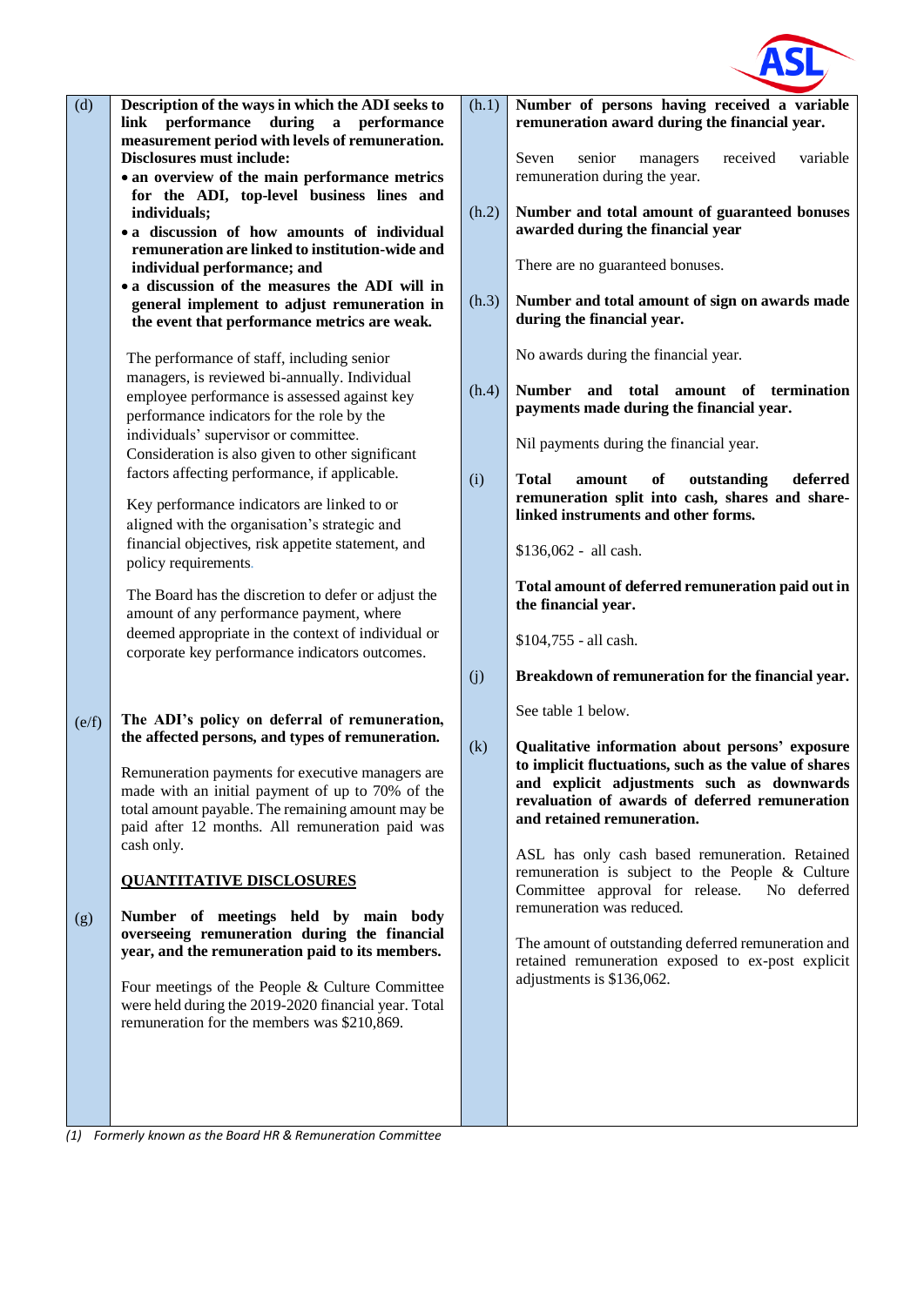**(d) Description of the ways in which the ADI seeks to link performance during a performance measurement period with levels of remuneration. Disclosures must include:**

- **an overview of the main performance metrics for the ADI, top-level business lines and individuals;**
- **a discussion of how amounts of individual remuneration are linked to institution-wide and individual performance; and**
- **a discussion of the measures the ADI will in general implement to adjust remuneration in the event that performance metrics are weak.**

The performance of staff, including senior managers, is reviewed bi-annually. Individual employee performance is assessed against key performance indicators for the role by the individuals' supervisor or committee. Consideration is also given to other significant factors affecting performance, if applicable.

Key performance indicators are linked to or aligned with the organisation's strategic and financial objectives, risk appetite statement, and policy requirements.

The Board has the discretion to defer or adjust the amount of any performance payment, where deemed appropriate in the context of individual or corporate key performance indicators outcomes.

**(e/f) The ADI's policy on deferral of remuneration, the affected persons, and types of remuneration.**

Remuneration payments for executive managers are made with an initial payment of up to 70% of the total amount payable. The remaining amount may be paid after 12 months. All remuneration paid was cash only.

## QUANTITATIVE DISCLOSURES

**(g) Number of meetings held by main body overseeing remuneration during the financial year, and the remuneration paid to its members.**

Four meetings of the People & Culture Committee were held during the 2019-2020 financial year. Total remuneration for the members was $210,869.

**(h.1) Number of persons having received a variable remuneration award during the financial year.**

Seven senior managers received variable remuneration during the year.

**(h.2) Number and total amount of guaranteed bonuses awarded during the financial year**

There are no guaranteed bonuses.

**(h.3) Number and total amount of sign on awards made during the financial year.**

No awards during the financial year.

**(h.4) Number and total amount of termination payments made during the financial year.**

Nil payments during the financial year.

**(i) Total amount of outstanding deferred remuneration split into cash, shares and share-linked instruments and other forms.**

$136,062 - all cash.

**Total amount of deferred remuneration paid out in the financial year.**

$104,755 - all cash.

**(j) Breakdown of remuneration for the financial year.**

See table 1 below.

**(k) Qualitative information about persons' exposure to implicit fluctuations, such as the value of shares and explicit adjustments such as downwards revaluation of awards of deferred remuneration and retained remuneration.**

ASL has only cash based remuneration. Retained remuneration is subject to the People & Culture Committee approval for release. No deferred remuneration was reduced.

The amount of outstanding deferred remuneration and retained remuneration exposed to ex-post explicit adjustments is $136,062.

*(1) Formerly known as the Board HR & Remuneration Committee*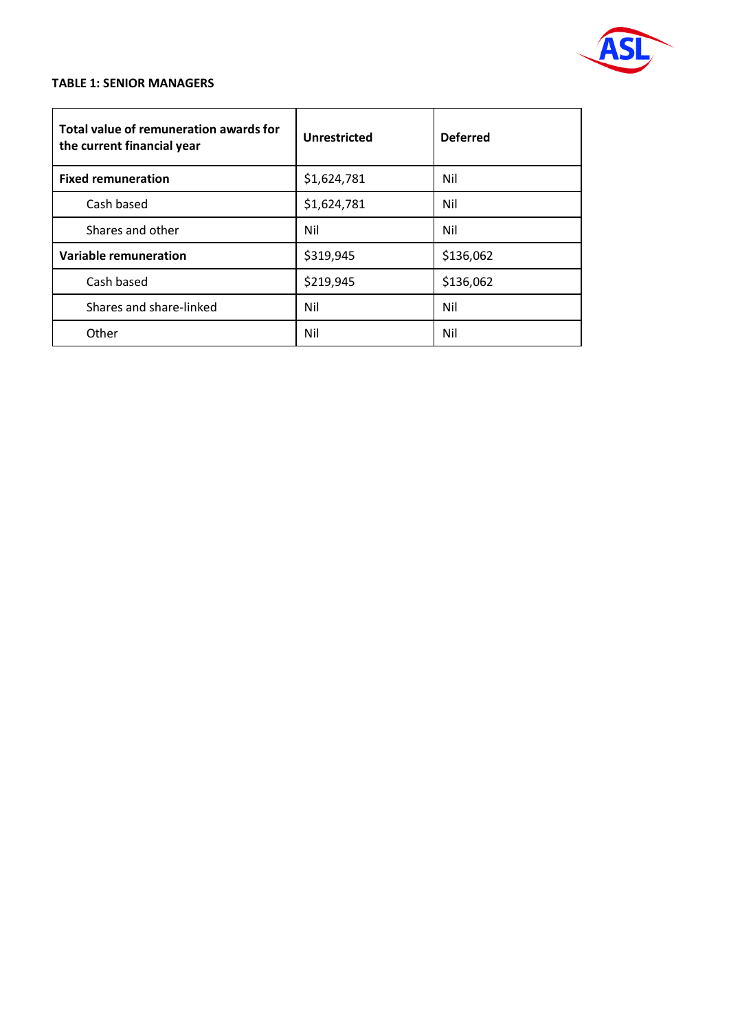**TABLE 1: SENIOR MANAGERS**

| Total value of remuneration awards for the current financial year | Unrestricted | Deferred |
|---|---|---|
| **Fixed remuneration** | $1,624,781 | Nil |
| Cash based | $1,624,781 | Nil |
| Shares and other | Nil | Nil |
| **Variable remuneration** | $319,945 | $136,062 |
| Cash based | $219,945 | $136,062 |
| Shares and share-linked | Nil | Nil |
| Other | Nil | Nil |